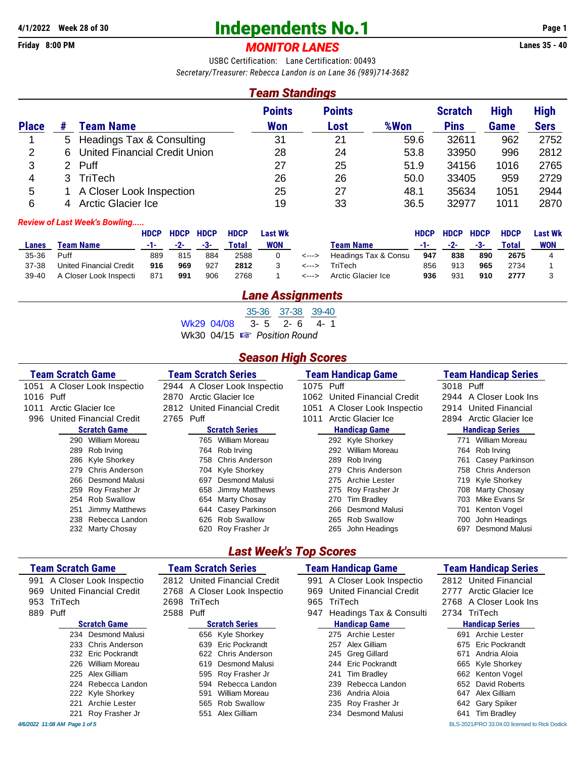4/1/2022 Week 28 of 30

Friday 8:00 PM

# Independents No.1

## *MONITOR LANES*

Lanes 35 - 40

USBC Certification: Lane Certification: 00493

*Secretary/Treasurer: Rebecca Landon is on Lane 36 (989)714-3682*

## *Team Standings*

| Place | # | Team Name | Points Won | Points Lost | %Won | Scratch Pins | High Game | High Sers |
|---|---|---|---|---|---|---|---|---|
| 1 | 5 | Headings Tax & Consulting | 31 | 21 | 59.6 | 32611 | 962 | 2752 |
| 2 | 6 | United Financial Credit Union | 28 | 24 | 53.8 | 33950 | 996 | 2812 |
| 3 | 2 | Puff | 27 | 25 | 51.9 | 34156 | 1016 | 2765 |
| 4 | 3 | TriTech | 26 | 26 | 50.0 | 33405 | 959 | 2729 |
| 5 | 1 | A Closer Look Inspection | 25 | 27 | 48.1 | 35634 | 1051 | 2944 |
| 6 | 4 | Arctic Glacier Ice | 19 | 33 | 36.5 | 32977 | 1011 | 2870 |

*Review of Last Week's Bowling.....*

| Lanes | Team Name | HDCP -1- | HDCP -2- | HDCP -3- | HDCP Total | Last Wk WON | | Team Name | HDCP -1- | HDCP -2- | HDCP -3- | HDCP Total | Last Wk WON |
|---|---|---|---|---|---|---|---|---|---|---|---|---|---|
| 35-36 | Puff | 889 | 815 | 884 | 2588 | 0 | <---> | Headings Tax & Consu | **947** | **838** | **890** | **2675** | 4 |
| 37-38 | United Financial Credit | **916** | **969** | 927 | **2812** | 3 | <---> | TriTech | 856 | 913 | **965** | 2734 | 1 |
| 39-40 | A Closer Look Inspecti | 871 | **991** | 906 | 2768 | 1 | <---> | Arctic Glacier Ice | **936** | 931 | **910** | **2777** | 3 |

## *Lane Assignments*

| | 35-36 | 37-38 | 39-40 |
|---|---|---|---|
| Wk29 04/08 | 3- 5 | 2- 6 | 4- 1 |
| Wk30 04/15 | ☞ *Position Round* | | |

## *Season High Scores*

| Team Scratch Game | Team Scratch Series | Team Handicap Game | Team Handicap Series |
|---|---|---|---|
| 1051 A Closer Look Inspectio | 2944 A Closer Look Inspectio | 1075 Puff | 3018 Puff |
| 1016 Puff | 2870 Arctic Glacier Ice | 1062 United Financial Credit | 2944 A Closer Look Ins |
| 1011 Arctic Glacier Ice | 2812 United Financial Credit | 1051 A Closer Look Inspectio | 2914 United Financial |
| 996 United Financial Credit | 2765 Puff | 1011 Arctic Glacier Ice | 2894 Arctic Glacier Ice |

| Scratch Game | Scratch Series | Handicap Game | Handicap Series |
|---|---|---|---|
| 290 William Moreau | 765 William Moreau | 292 Kyle Shorkey | 771 William Moreau |
| 289 Rob Irving | 764 Rob Irving | 292 William Moreau | 764 Rob Irving |
| 286 Kyle Shorkey | 758 Chris Anderson | 289 Rob Irving | 761 Casey Parkinson |
| 279 Chris Anderson | 704 Kyle Shorkey | 279 Chris Anderson | 758 Chris Anderson |
| 266 Desmond Malusi | 697 Desmond Malusi | 275 Archie Lester | 719 Kyle Shorkey |
| 259 Roy Frasher Jr | 658 Jimmy Matthews | 275 Roy Frasher Jr | 708 Marty Chosay |
| 254 Rob Swallow | 654 Marty Chosay | 270 Tim Bradley | 703 Mike Evans Sr |
| 251 Jimmy Matthews | 644 Casey Parkinson | 266 Desmond Malusi | 701 Kenton Vogel |
| 238 Rebecca Landon | 626 Rob Swallow | 265 Rob Swallow | 700 John Headings |
| 232 Marty Chosay | 620 Roy Frasher Jr | 265 John Headings | 697 Desmond Malusi |

## *Last Week's Top Scores*

| Team Scratch Game | Team Scratch Series | Team Handicap Game | Team Handicap Series |
|---|---|---|---|
| 991 A Closer Look Inspectio | 2812 United Financial Credit | 991 A Closer Look Inspectio | 2812 United Financial |
| 969 United Financial Credit | 2768 A Closer Look Inspectio | 969 United Financial Credit | 2777 Arctic Glacier Ice |
| 953 TriTech | 2698 TriTech | 965 TriTech | 2768 A Closer Look Ins |
| 889 Puff | 2588 Puff | 947 Headings Tax & Consulti | 2734 TriTech |

| Scratch Game | Scratch Series | Handicap Game | Handicap Series |
|---|---|---|---|
| 234 Desmond Malusi | 656 Kyle Shorkey | 275 Archie Lester | 691 Archie Lester |
| 233 Chris Anderson | 639 Eric Pockrandt | 257 Alex Gilliam | 675 Eric Pockrandt |
| 232 Eric Pockrandt | 622 Chris Anderson | 245 Greg Gillard | 671 Andria Aloia |
| 226 William Moreau | 619 Desmond Malusi | 244 Eric Pockrandt | 665 Kyle Shorkey |
| 225 Alex Gilliam | 595 Roy Frasher Jr | 241 Tim Bradley | 662 Kenton Vogel |
| 224 Rebecca Landon | 594 Rebecca Landon | 239 Rebecca Landon | 652 David Roberts |
| 222 Kyle Shorkey | 591 William Moreau | 236 Andria Aloia | 647 Alex Gilliam |
| 221 Archie Lester | 565 Rob Swallow | 235 Roy Frasher Jr | 642 Gary Spiker |
| 221 Roy Frasher Jr | 551 Alex Gilliam | 234 Desmond Malusi | 641 Tim Bradley |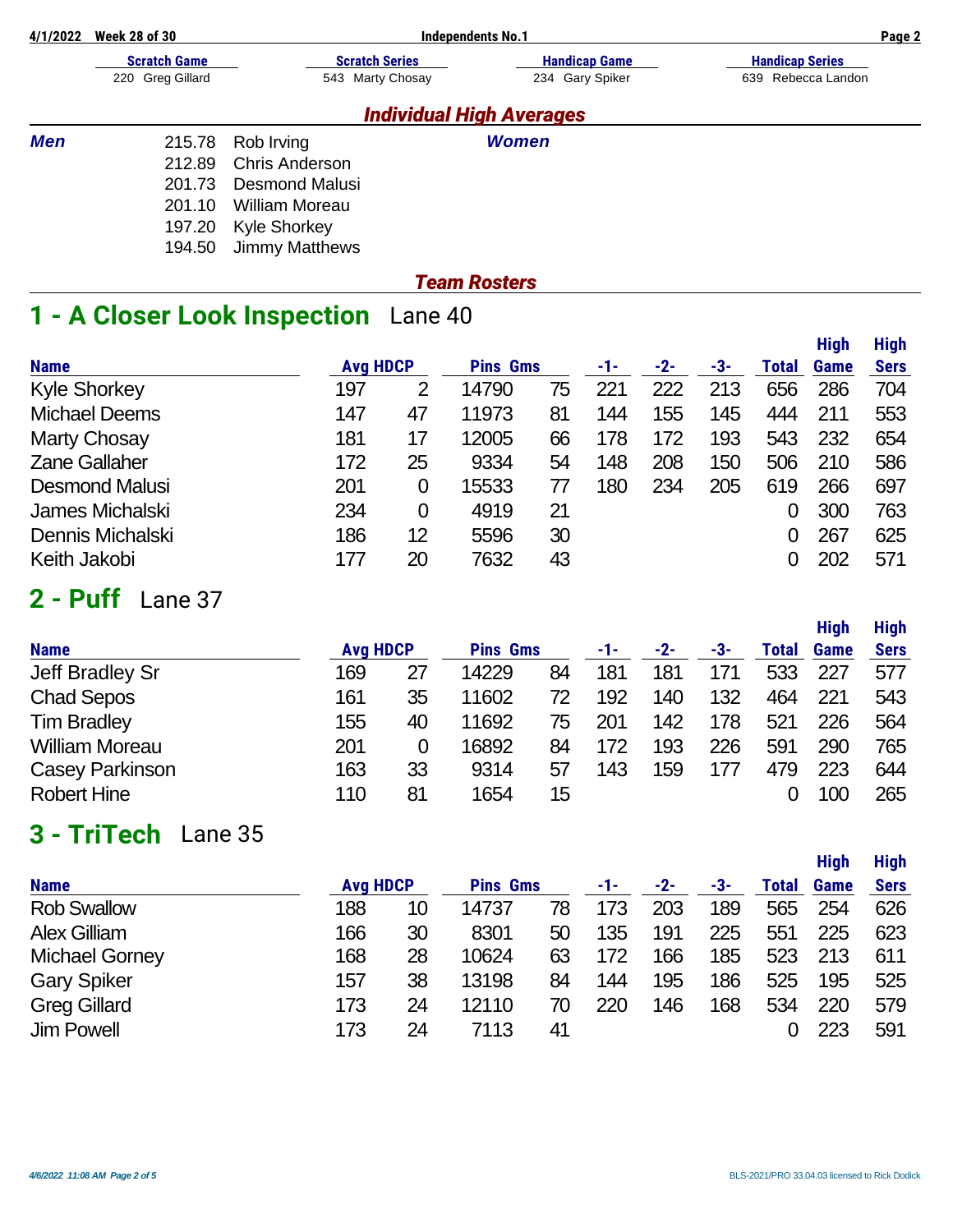**Independents No.1**

**4/1/2022 Week 28 of 30**

| Scratch Game | Scratch Series | Handicap Game | Handicap Series |
|---|---|---|---|
| 220 Greg Gillard | 543 Marty Chosay | 234 Gary Spiker | 639 Rebecca Landon |

## *Individual High Averages*

***Men***

| | |
|---|---|
| 215.78 | Rob Irving |
| 212.89 | Chris Anderson |
| 201.73 | Desmond Malusi |
| 201.10 | William Moreau |
| 197.20 | Kyle Shorkey |
| 194.50 | Jimmy Matthews |

***Women***

## *Team Rosters*

## 1 - A Closer Look Inspection   Lane 40

| Name | Avg | HDCP | Pins | Gms | -1- | -2- | -3- | Total | High Game | High Sers |
|---|---|---|---|---|---|---|---|---|---|---|
| Kyle Shorkey | 197 | 2 | 14790 | 75 | 221 | 222 | 213 | 656 | 286 | 704 |
| Michael Deems | 147 | 47 | 11973 | 81 | 144 | 155 | 145 | 444 | 211 | 553 |
| Marty Chosay | 181 | 17 | 12005 | 66 | 178 | 172 | 193 | 543 | 232 | 654 |
| Zane Gallaher | 172 | 25 | 9334 | 54 | 148 | 208 | 150 | 506 | 210 | 586 |
| Desmond Malusi | 201 | 0 | 15533 | 77 | 180 | 234 | 205 | 619 | 266 | 697 |
| James Michalski | 234 | 0 | 4919 | 21 | | | | 0 | 300 | 763 |
| Dennis Michalski | 186 | 12 | 5596 | 30 | | | | 0 | 267 | 625 |
| Keith Jakobi | 177 | 20 | 7632 | 43 | | | | 0 | 202 | 571 |

## 2 - Puff   Lane 37

| Name | Avg | HDCP | Pins | Gms | -1- | -2- | -3- | Total | High Game | High Sers |
|---|---|---|---|---|---|---|---|---|---|---|
| Jeff Bradley Sr | 169 | 27 | 14229 | 84 | 181 | 181 | 171 | 533 | 227 | 577 |
| Chad Sepos | 161 | 35 | 11602 | 72 | 192 | 140 | 132 | 464 | 221 | 543 |
| Tim Bradley | 155 | 40 | 11692 | 75 | 201 | 142 | 178 | 521 | 226 | 564 |
| William Moreau | 201 | 0 | 16892 | 84 | 172 | 193 | 226 | 591 | 290 | 765 |
| Casey Parkinson | 163 | 33 | 9314 | 57 | 143 | 159 | 177 | 479 | 223 | 644 |
| Robert Hine | 110 | 81 | 1654 | 15 | | | | 0 | 100 | 265 |

## 3 - TriTech   Lane 35

| Name | Avg | HDCP | Pins | Gms | -1- | -2- | -3- | Total | High Game | High Sers |
|---|---|---|---|---|---|---|---|---|---|---|
| Rob Swallow | 188 | 10 | 14737 | 78 | 173 | 203 | 189 | 565 | 254 | 626 |
| Alex Gilliam | 166 | 30 | 8301 | 50 | 135 | 191 | 225 | 551 | 225 | 623 |
| Michael Gorney | 168 | 28 | 10624 | 63 | 172 | 166 | 185 | 523 | 213 | 611 |
| Gary Spiker | 157 | 38 | 13198 | 84 | 144 | 195 | 186 | 525 | 195 | 525 |
| Greg Gillard | 173 | 24 | 12110 | 70 | 220 | 146 | 168 | 534 | 220 | 579 |
| Jim Powell | 173 | 24 | 7113 | 41 | | | | 0 | 223 | 591 |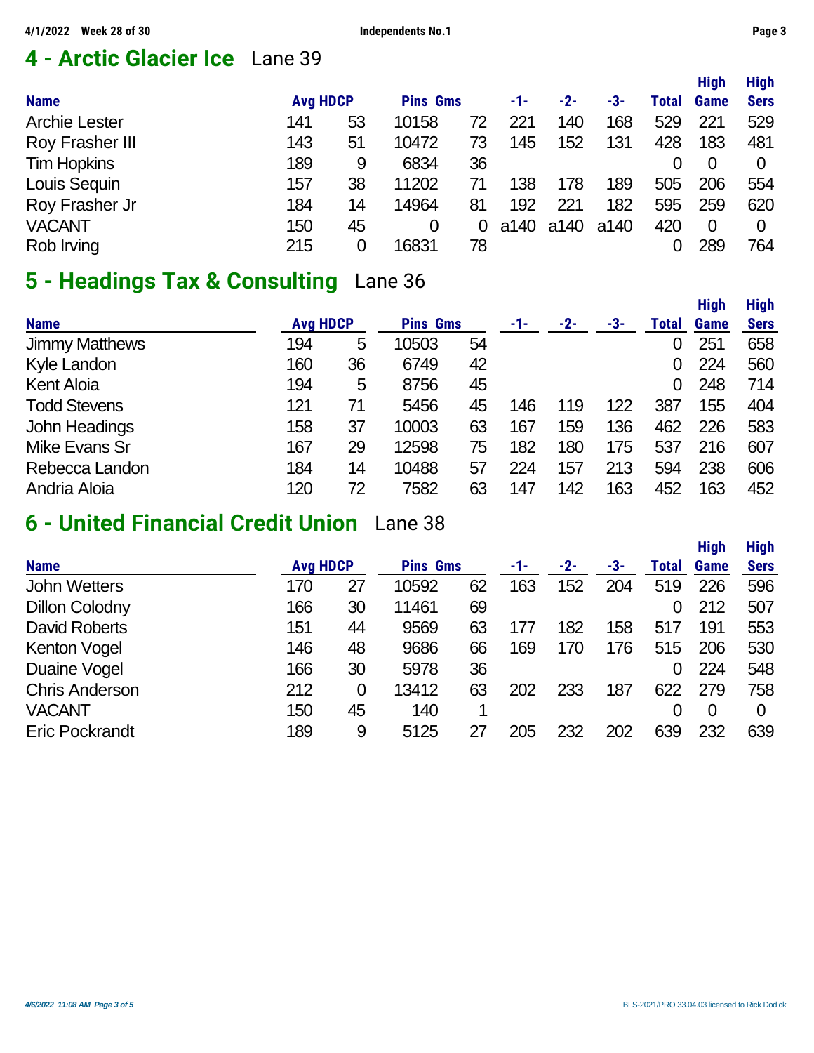## 4 - Arctic Glacier Ice Lane 39

| Name | Avg | HDCP | Pins | Gms | -1- | -2- | -3- | Total | High Game | High Sers |
|---|---|---|---|---|---|---|---|---|---|---|
| Archie Lester | 141 | 53 | 10158 | 72 | 221 | 140 | 168 | 529 | 221 | 529 |
| Roy Frasher III | 143 | 51 | 10472 | 73 | 145 | 152 | 131 | 428 | 183 | 481 |
| Tim Hopkins | 189 | 9 | 6834 | 36 | | | | 0 | 0 | 0 |
| Louis Sequin | 157 | 38 | 11202 | 71 | 138 | 178 | 189 | 505 | 206 | 554 |
| Roy Frasher Jr | 184 | 14 | 14964 | 81 | 192 | 221 | 182 | 595 | 259 | 620 |
| VACANT | 150 | 45 | 0 | 0 | a140 | a140 | a140 | 420 | 0 | 0 |
| Rob Irving | 215 | 0 | 16831 | 78 | | | | 0 | 289 | 764 |

## 5 - Headings Tax & Consulting Lane 36

| Name | Avg | HDCP | Pins | Gms | -1- | -2- | -3- | Total | High Game | High Sers |
|---|---|---|---|---|---|---|---|---|---|---|
| Jimmy Matthews | 194 | 5 | 10503 | 54 | | | | 0 | 251 | 658 |
| Kyle Landon | 160 | 36 | 6749 | 42 | | | | 0 | 224 | 560 |
| Kent Aloia | 194 | 5 | 8756 | 45 | | | | 0 | 248 | 714 |
| Todd Stevens | 121 | 71 | 5456 | 45 | 146 | 119 | 122 | 387 | 155 | 404 |
| John Headings | 158 | 37 | 10003 | 63 | 167 | 159 | 136 | 462 | 226 | 583 |
| Mike Evans Sr | 167 | 29 | 12598 | 75 | 182 | 180 | 175 | 537 | 216 | 607 |
| Rebecca Landon | 184 | 14 | 10488 | 57 | 224 | 157 | 213 | 594 | 238 | 606 |
| Andria Aloia | 120 | 72 | 7582 | 63 | 147 | 142 | 163 | 452 | 163 | 452 |

## 6 - United Financial Credit Union Lane 38

| Name | Avg | HDCP | Pins | Gms | -1- | -2- | -3- | Total | High Game | High Sers |
|---|---|---|---|---|---|---|---|---|---|---|
| John Wetters | 170 | 27 | 10592 | 62 | 163 | 152 | 204 | 519 | 226 | 596 |
| Dillon Colodny | 166 | 30 | 11461 | 69 | | | | 0 | 212 | 507 |
| David Roberts | 151 | 44 | 9569 | 63 | 177 | 182 | 158 | 517 | 191 | 553 |
| Kenton Vogel | 146 | 48 | 9686 | 66 | 169 | 170 | 176 | 515 | 206 | 530 |
| Duaine Vogel | 166 | 30 | 5978 | 36 | | | | 0 | 224 | 548 |
| Chris Anderson | 212 | 0 | 13412 | 63 | 202 | 233 | 187 | 622 | 279 | 758 |
| VACANT | 150 | 45 | 140 | 1 | | | | 0 | 0 | 0 |
| Eric Pockrandt | 189 | 9 | 5125 | 27 | 205 | 232 | 202 | 639 | 232 | 639 |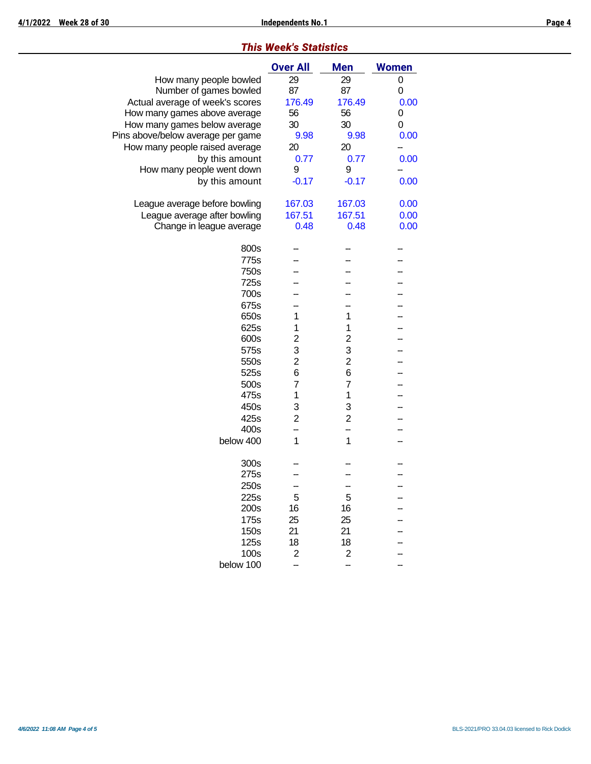## *This Week's Statistics*

| | Over All | Men | Women |
|---|---|---|---|
| How many people bowled | 29 | 29 | 0 |
| Number of games bowled | 87 | 87 | 0 |
| Actual average of week's scores | 176.49 | 176.49 | 0.00 |
| How many games above average | 56 | 56 | 0 |
| How many games below average | 30 | 30 | 0 |
| Pins above/below average per game | 9.98 | 9.98 | 0.00 |
| How many people raised average | 20 | 20 | -- |
| by this amount | 0.77 | 0.77 | 0.00 |
| How many people went down | 9 | 9 | -- |
| by this amount | -0.17 | -0.17 | 0.00 |
| | | | |
| League average before bowling | 167.03 | 167.03 | 0.00 |
| League average after bowling | 167.51 | 167.51 | 0.00 |
| Change in league average | 0.48 | 0.48 | 0.00 |
| | | | |
| 800s | -- | -- | -- |
| 775s | -- | -- | -- |
| 750s | -- | -- | -- |
| 725s | -- | -- | -- |
| 700s | -- | -- | -- |
| 675s | -- | -- | -- |
| 650s | 1 | 1 | -- |
| 625s | 1 | 1 | -- |
| 600s | 2 | 2 | -- |
| 575s | 3 | 3 | -- |
| 550s | 2 | 2 | -- |
| 525s | 6 | 6 | -- |
| 500s | 7 | 7 | -- |
| 475s | 1 | 1 | -- |
| 450s | 3 | 3 | -- |
| 425s | 2 | 2 | -- |
| 400s | -- | -- | -- |
| below 400 | 1 | 1 | -- |
| | | | |
| 300s | -- | -- | -- |
| 275s | -- | -- | -- |
| 250s | -- | -- | -- |
| 225s | 5 | 5 | -- |
| 200s | 16 | 16 | -- |
| 175s | 25 | 25 | -- |
| 150s | 21 | 21 | -- |
| 125s | 18 | 18 | -- |
| 100s | 2 | 2 | -- |
| below 100 | -- | -- | -- |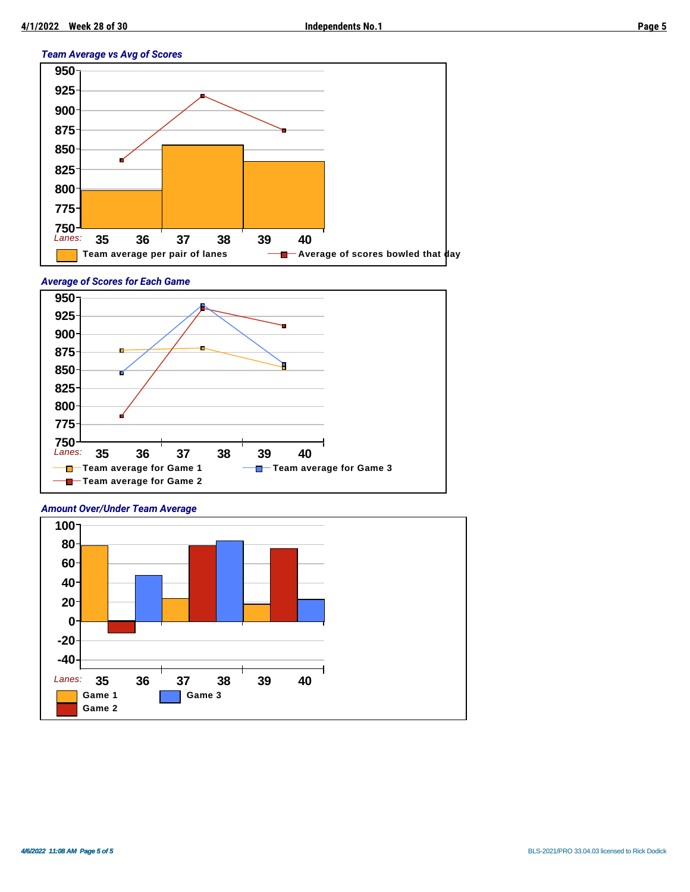### Team Average vs Avg of Scores

950
925
900
875
850
825
800
775
750

Lanes: 35 36 37 38 39 40

Team average per pair of lanes
Average of scores bowled that day

### Average of Scores for Each Game

950
925
900
875
850
825
800
775
750

Lanes: 35 36 37 38 39 40

Team average for Game 1
Team average for Game 2
Team average for Game 3

### Amount Over/Under Team Average

100
80
60
40
20
0
-20
-40

Lanes: 35 36 37 38 39 40

Game 1
Game 2
Game 3